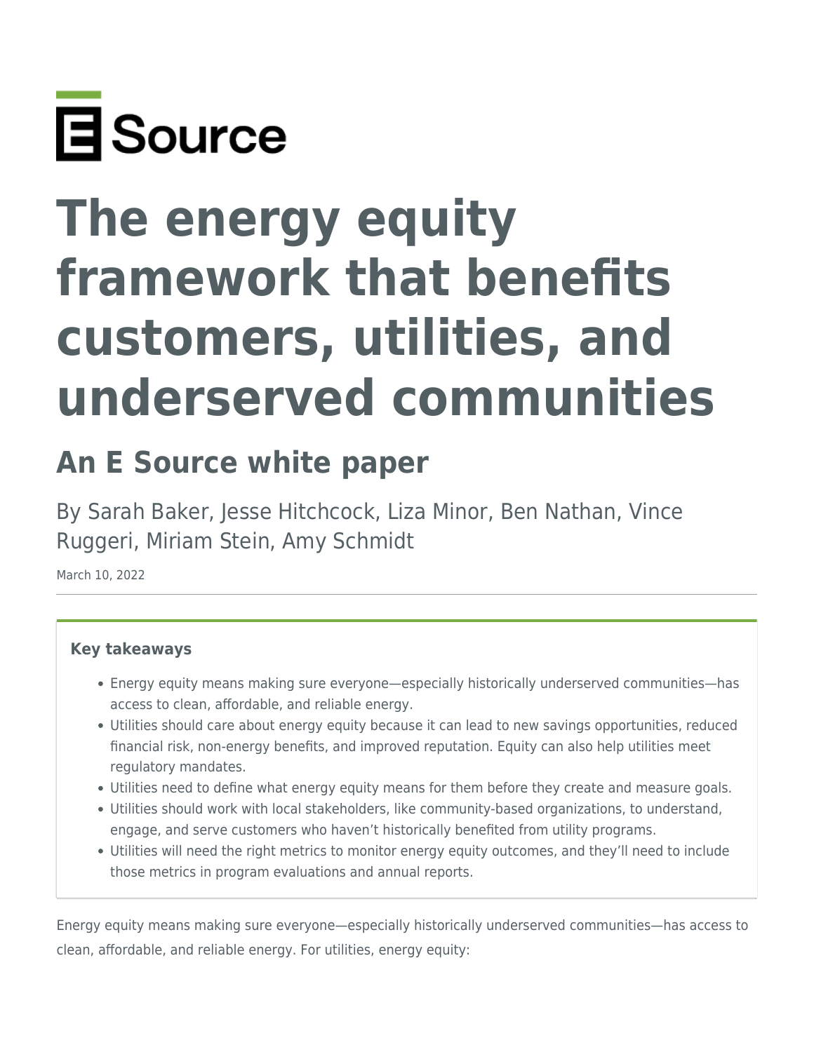E Source

# The energy equity framework that benefits customers, utilities, and underserved communities

## An E Source white paper

By Sarah Baker, Jesse Hitchcock, Liza Minor, Ben Nathan, Vince Ruggeri, Miriam Stein, Amy Schmidt

March 10, 2022

---

**Key takeaways**

- Energy equity means making sure everyone—especially historically underserved communities—has access to clean, affordable, and reliable energy.
- Utilities should care about energy equity because it can lead to new savings opportunities, reduced financial risk, non-energy benefits, and improved reputation. Equity can also help utilities meet regulatory mandates.
- Utilities need to define what energy equity means for them before they create and measure goals.
- Utilities should work with local stakeholders, like community-based organizations, to understand, engage, and serve customers who haven't historically benefited from utility programs.
- Utilities will need the right metrics to monitor energy equity outcomes, and they'll need to include those metrics in program evaluations and annual reports.

Energy equity means making sure everyone—especially historically underserved communities—has access to clean, affordable, and reliable energy. For utilities, energy equity: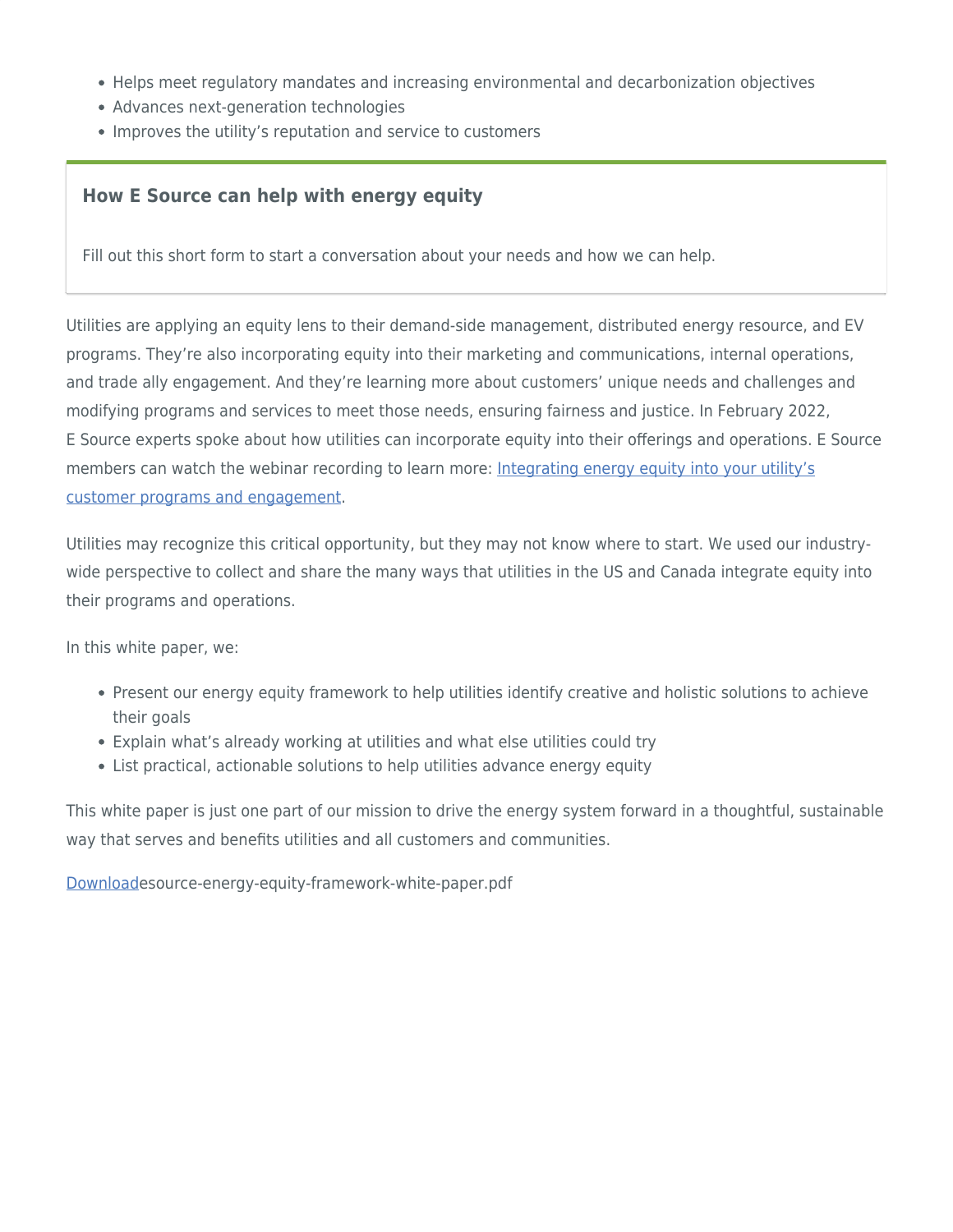- Helps meet regulatory mandates and increasing environmental and decarbonization objectives
- Advances next-generation technologies
- Improves the utility's reputation and service to customers

### How E Source can help with energy equity

Fill out this short form to start a conversation about your needs and how we can help.

Utilities are applying an equity lens to their demand-side management, distributed energy resource, and EV programs. They're also incorporating equity into their marketing and communications, internal operations, and trade ally engagement. And they're learning more about customers' unique needs and challenges and modifying programs and services to meet those needs, ensuring fairness and justice. In February 2022, E Source experts spoke about how utilities can incorporate equity into their offerings and operations. E Source members can watch the webinar recording to learn more: Integrating energy equity into your utility's customer programs and engagement.

Utilities may recognize this critical opportunity, but they may not know where to start. We used our industry-wide perspective to collect and share the many ways that utilities in the US and Canada integrate equity into their programs and operations.

In this white paper, we:

- Present our energy equity framework to help utilities identify creative and holistic solutions to achieve their goals
- Explain what's already working at utilities and what else utilities could try
- List practical, actionable solutions to help utilities advance energy equity

This white paper is just one part of our mission to drive the energy system forward in a thoughtful, sustainable way that serves and benefits utilities and all customers and communities.

Downloadesource-energy-equity-framework-white-paper.pdf